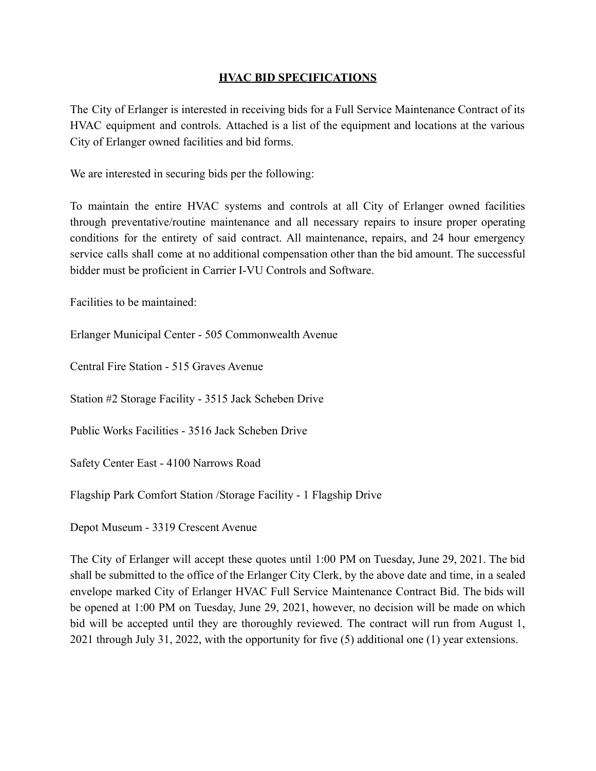# HVAC BID SPECIFICATIONS

The City of Erlanger is interested in receiving bids for a Full Service Maintenance Contract of its HVAC equipment and controls. Attached is a list of the equipment and locations at the various City of Erlanger owned facilities and bid forms.

We are interested in securing bids per the following:

To maintain the entire HVAC systems and controls at all City of Erlanger owned facilities through preventative/routine maintenance and all necessary repairs to insure proper operating conditions for the entirety of said contract. All maintenance, repairs, and 24 hour emergency service calls shall come at no additional compensation other than the bid amount. The successful bidder must be proficient in Carrier I-VU Controls and Software.

Facilities to be maintained:

Erlanger Municipal Center - 505 Commonwealth Avenue

Central Fire Station - 515 Graves Avenue

Station #2 Storage Facility - 3515 Jack Scheben Drive

Public Works Facilities - 3516 Jack Scheben Drive

Safety Center East - 4100 Narrows Road

Flagship Park Comfort Station /Storage Facility - 1 Flagship Drive

Depot Museum - 3319 Crescent Avenue

The City of Erlanger will accept these quotes until 1:00 PM on Tuesday, June 29, 2021. The bid shall be submitted to the office of the Erlanger City Clerk, by the above date and time, in a sealed envelope marked City of Erlanger HVAC Full Service Maintenance Contract Bid. The bids will be opened at 1:00 PM on Tuesday, June 29, 2021, however, no decision will be made on which bid will be accepted until they are thoroughly reviewed. The contract will run from August 1, 2021 through July 31, 2022, with the opportunity for five (5) additional one (1) year extensions.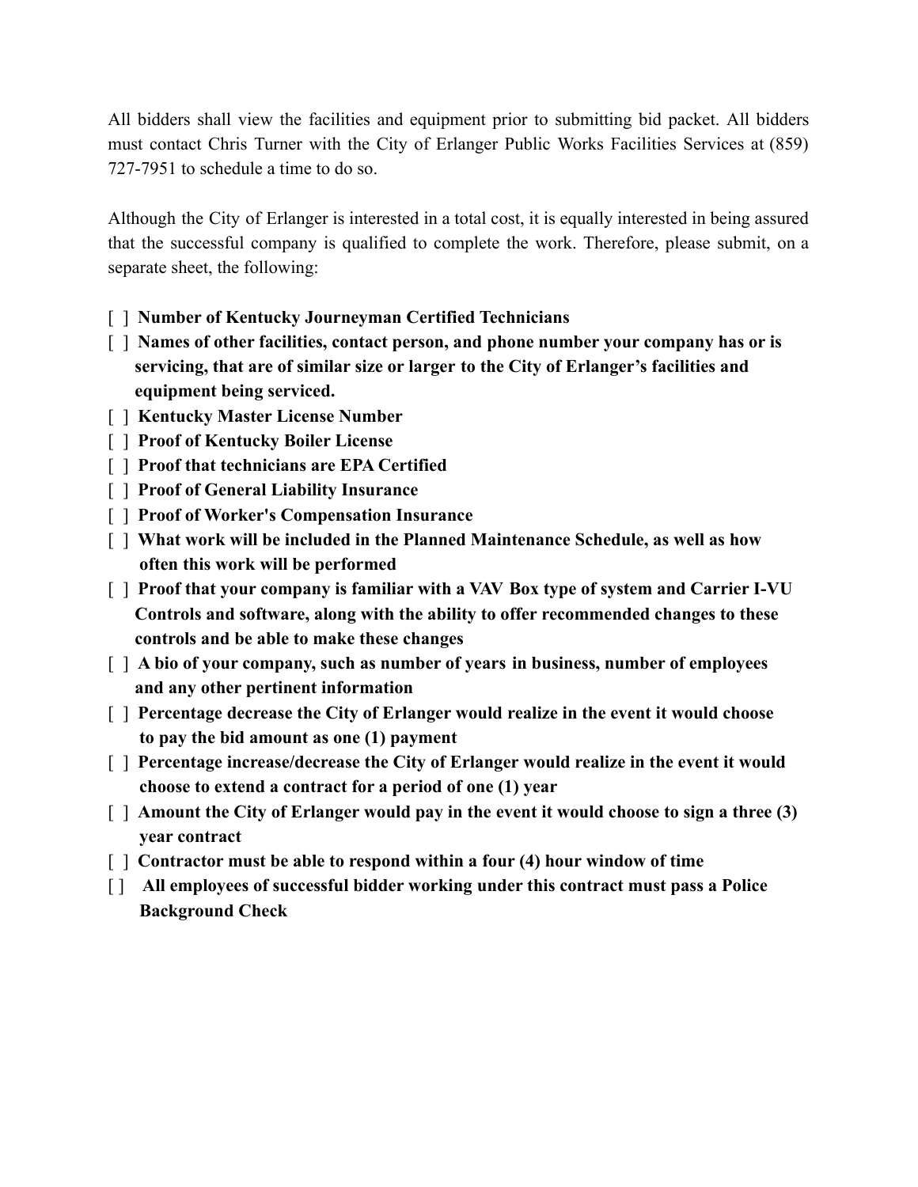All bidders shall view the facilities and equipment prior to submitting bid packet. All bidders must contact Chris Turner with the City of Erlanger Public Works Facilities Services at (859) 727-7951 to schedule a time to do so.

Although the City of Erlanger is interested in a total cost, it is equally interested in being assured that the successful company is qualified to complete the work. Therefore, please submit, on a separate sheet, the following:

[ ] **Number of Kentucky Journeyman Certified Technicians**

[ ] **Names of other facilities, contact person, and phone number your company has or is servicing, that are of similar size or larger to the City of Erlanger's facilities and equipment being serviced.**

[ ] **Kentucky Master License Number**

[ ] **Proof of Kentucky Boiler License**

[ ] **Proof that technicians are EPA Certified**

[ ] **Proof of General Liability Insurance**

[ ] **Proof of Worker's Compensation Insurance**

[ ] **What work will be included in the Planned Maintenance Schedule, as well as how often this work will be performed**

[ ] **Proof that your company is familiar with a VAV Box type of system and Carrier I-VU Controls and software, along with the ability to offer recommended changes to these controls and be able to make these changes**

[ ] **A bio of your company, such as number of years in business, number of employees and any other pertinent information**

[ ] **Percentage decrease the City of Erlanger would realize in the event it would choose to pay the bid amount as one (1) payment**

[ ] **Percentage increase/decrease the City of Erlanger would realize in the event it would choose to extend a contract for a period of one (1) year**

[ ] **Amount the City of Erlanger would pay in the event it would choose to sign a three (3) year contract**

[ ] **Contractor must be able to respond within a four (4) hour window of time**

[ ] **All employees of successful bidder working under this contract must pass a Police Background Check**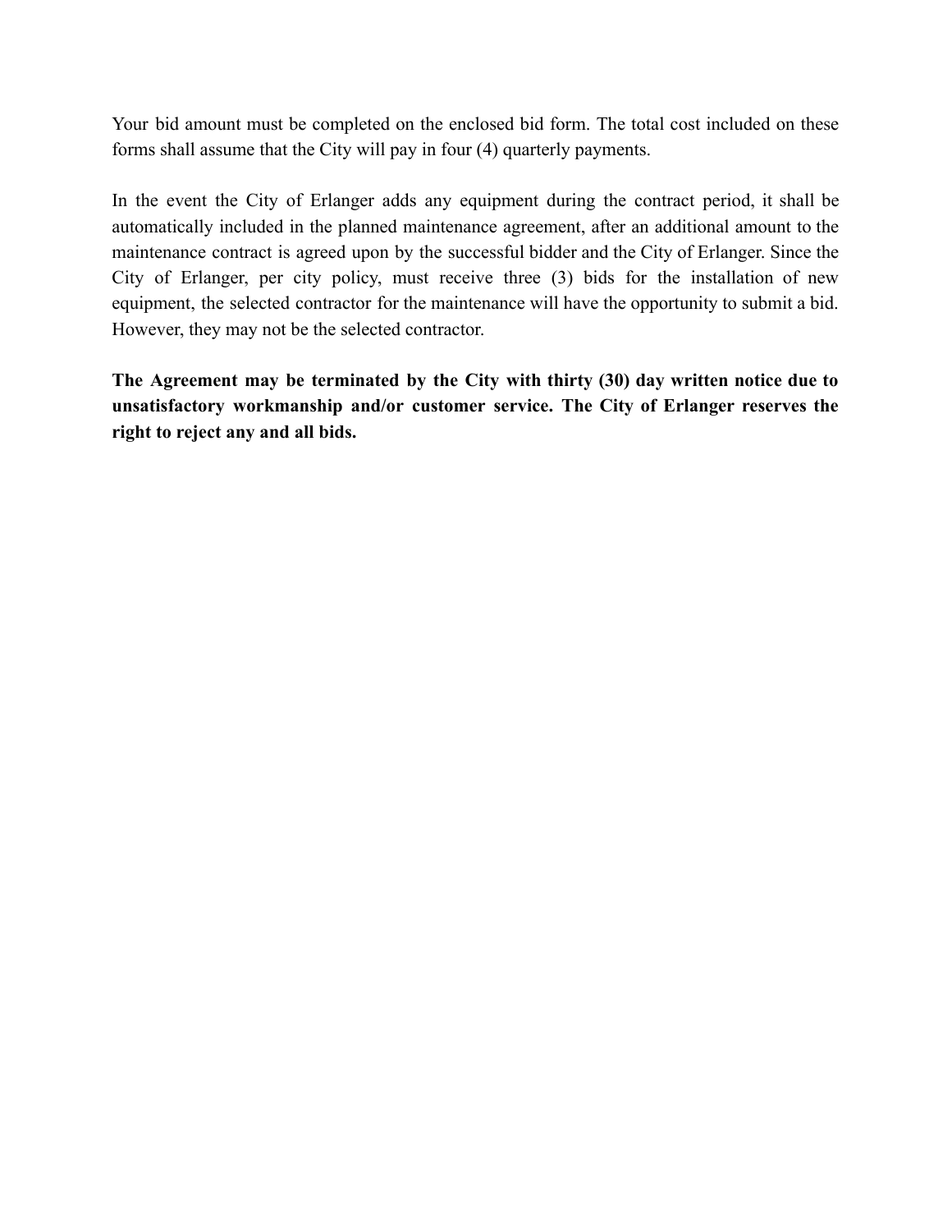Your bid amount must be completed on the enclosed bid form. The total cost included on these forms shall assume that the City will pay in four (4) quarterly payments.

In the event the City of Erlanger adds any equipment during the contract period, it shall be automatically included in the planned maintenance agreement, after an additional amount to the maintenance contract is agreed upon by the successful bidder and the City of Erlanger. Since the City of Erlanger, per city policy, must receive three (3) bids for the installation of new equipment, the selected contractor for the maintenance will have the opportunity to submit a bid. However, they may not be the selected contractor.

**The Agreement may be terminated by the City with thirty (30) day written notice due to unsatisfactory workmanship and/or customer service. The City of Erlanger reserves the right to reject any and all bids.**